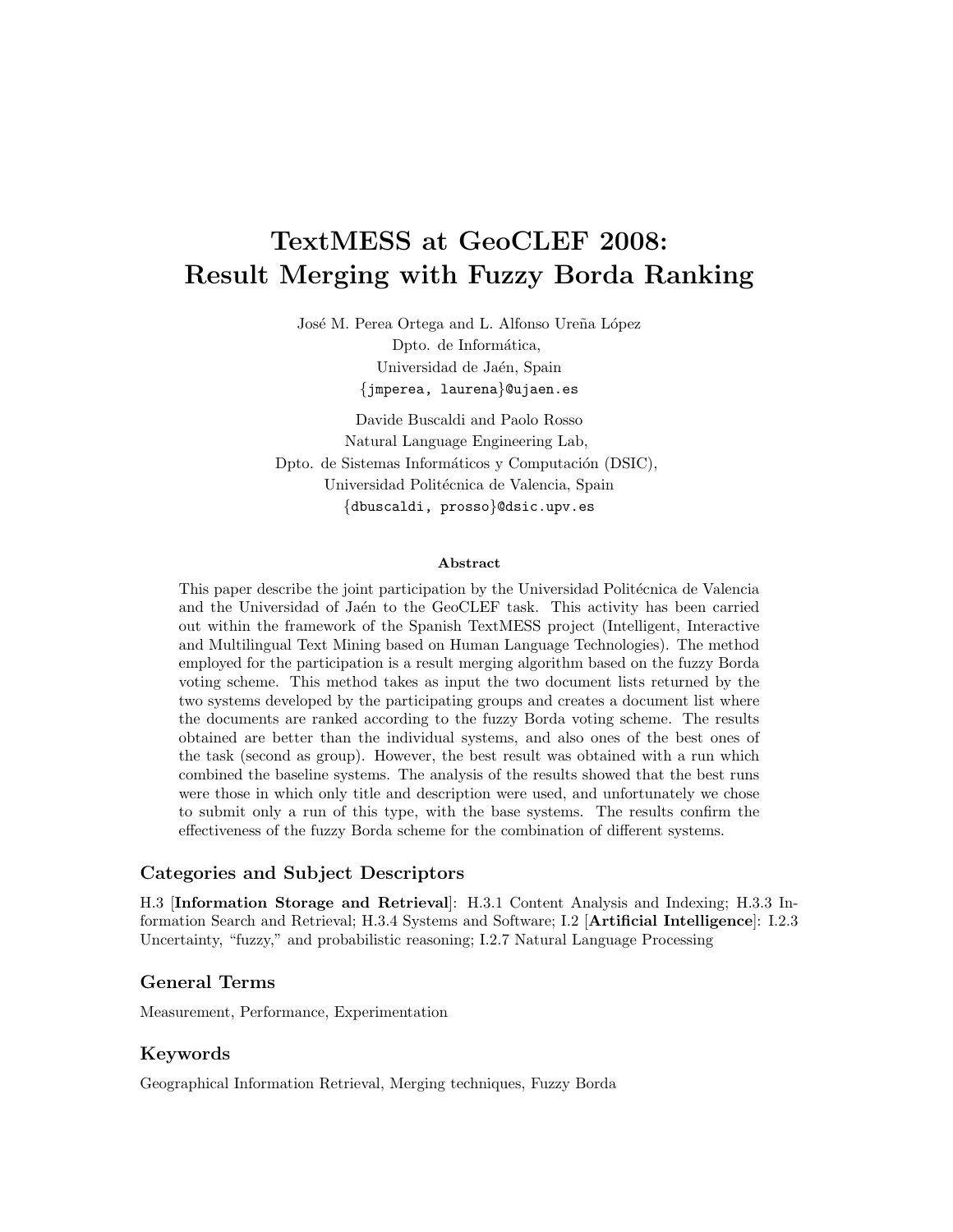# TextMESS at GeoCLEF 2008: Result Merging with Fuzzy Borda Ranking

José M. Perea Ortega and L. Alfonso Ureña López
Dpto. de Informática,
Universidad de Jaén, Spain
{jmperea, laurena}@ujaen.es

Davide Buscaldi and Paolo Rosso
Natural Language Engineering Lab,
Dpto. de Sistemas Informáticos y Computación (DSIC),
Universidad Politécnica de Valencia, Spain
{dbuscaldi, prosso}@dsic.upv.es

### Abstract

This paper describe the joint participation by the Universidad Politécnica de Valencia and the Universidad of Jaén to the GeoCLEF task. This activity has been carried out within the framework of the Spanish TextMESS project (Intelligent, Interactive and Multilingual Text Mining based on Human Language Technologies). The method employed for the participation is a result merging algorithm based on the fuzzy Borda voting scheme. This method takes as input the two document lists returned by the two systems developed by the participating groups and creates a document list where the documents are ranked according to the fuzzy Borda voting scheme. The results obtained are better than the individual systems, and also ones of the best ones of the task (second as group). However, the best result was obtained with a run which combined the baseline systems. The analysis of the results showed that the best runs were those in which only title and description were used, and unfortunately we chose to submit only a run of this type, with the base systems. The results confirm the effectiveness of the fuzzy Borda scheme for the combination of different systems.

## Categories and Subject Descriptors

H.3 [**Information Storage and Retrieval**]: H.3.1 Content Analysis and Indexing; H.3.3 Information Search and Retrieval; H.3.4 Systems and Software; I.2 [**Artificial Intelligence**]: I.2.3 Uncertainty, "fuzzy," and probabilistic reasoning; I.2.7 Natural Language Processing

## General Terms

Measurement, Performance, Experimentation

## Keywords

Geographical Information Retrieval, Merging techniques, Fuzzy Borda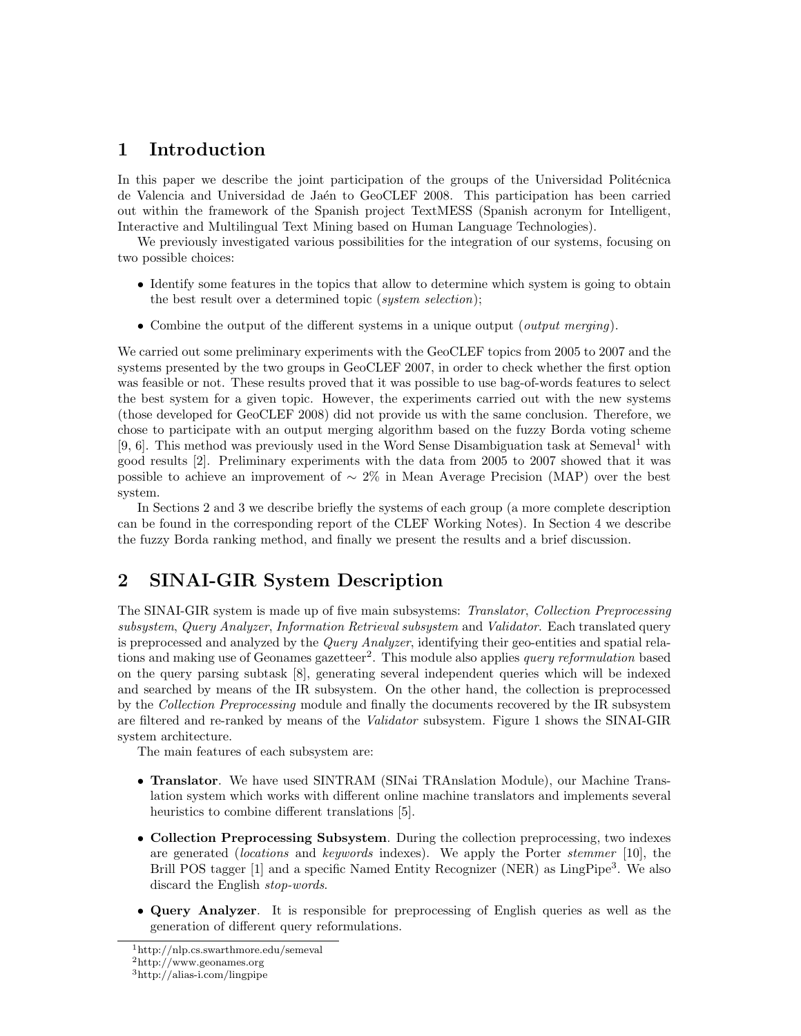## 1 Introduction

In this paper we describe the joint participation of the groups of the Universidad Politécnica de Valencia and Universidad de Jaén to GeoCLEF 2008. This participation has been carried out within the framework of the Spanish project TextMESS (Spanish acronym for Intelligent, Interactive and Multilingual Text Mining based on Human Language Technologies).

We previously investigated various possibilities for the integration of our systems, focusing on two possible choices:

- Identify some features in the topics that allow to determine which system is going to obtain the best result over a determined topic (*system selection*);
- Combine the output of the different systems in a unique output (*output merging*).

We carried out some preliminary experiments with the GeoCLEF topics from 2005 to 2007 and the systems presented by the two groups in GeoCLEF 2007, in order to check whether the first option was feasible or not. These results proved that it was possible to use bag-of-words features to select the best system for a given topic. However, the experiments carried out with the new systems (those developed for GeoCLEF 2008) did not provide us with the same conclusion. Therefore, we chose to participate with an output merging algorithm based on the fuzzy Borda voting scheme [9, 6]. This method was previously used in the Word Sense Disambiguation task at Semeval[1] with good results [2]. Preliminary experiments with the data from 2005 to 2007 showed that it was possible to achieve an improvement of $\sim 2\%$ in Mean Average Precision (MAP) over the best system.

In Sections 2 and 3 we describe briefly the systems of each group (a more complete description can be found in the corresponding report of the CLEF Working Notes). In Section 4 we describe the fuzzy Borda ranking method, and finally we present the results and a brief discussion.

## 2 SINAI-GIR System Description

The SINAI-GIR system is made up of five main subsystems: *Translator*, *Collection Preprocessing subsystem*, *Query Analyzer*, *Information Retrieval subsystem* and *Validator*. Each translated query is preprocessed and analyzed by the *Query Analyzer*, identifying their geo-entities and spatial relations and making use of Geonames gazetteer[2]. This module also applies *query reformulation* based on the query parsing subtask [8], generating several independent queries which will be indexed and searched by means of the IR subsystem. On the other hand, the collection is preprocessed by the *Collection Preprocessing* module and finally the documents recovered by the IR subsystem are filtered and re-ranked by means of the *Validator* subsystem. Figure 1 shows the SINAI-GIR system architecture.

The main features of each subsystem are:

- **Translator**. We have used SINTRAM (SINai TRAnslation Module), our Machine Translation system which works with different online machine translators and implements several heuristics to combine different translations [5].
- **Collection Preprocessing Subsystem**. During the collection preprocessing, two indexes are generated (*locations* and *keywords* indexes). We apply the Porter *stemmer* [10], the Brill POS tagger [1] and a specific Named Entity Recognizer (NER) as LingPipe[3]. We also discard the English *stop-words*.
- **Query Analyzer**. It is responsible for preprocessing of English queries as well as the generation of different query reformulations.

[1] http://nlp.cs.swarthmore.edu/semeval
[2] http://www.geonames.org
[3] http://alias-i.com/lingpipe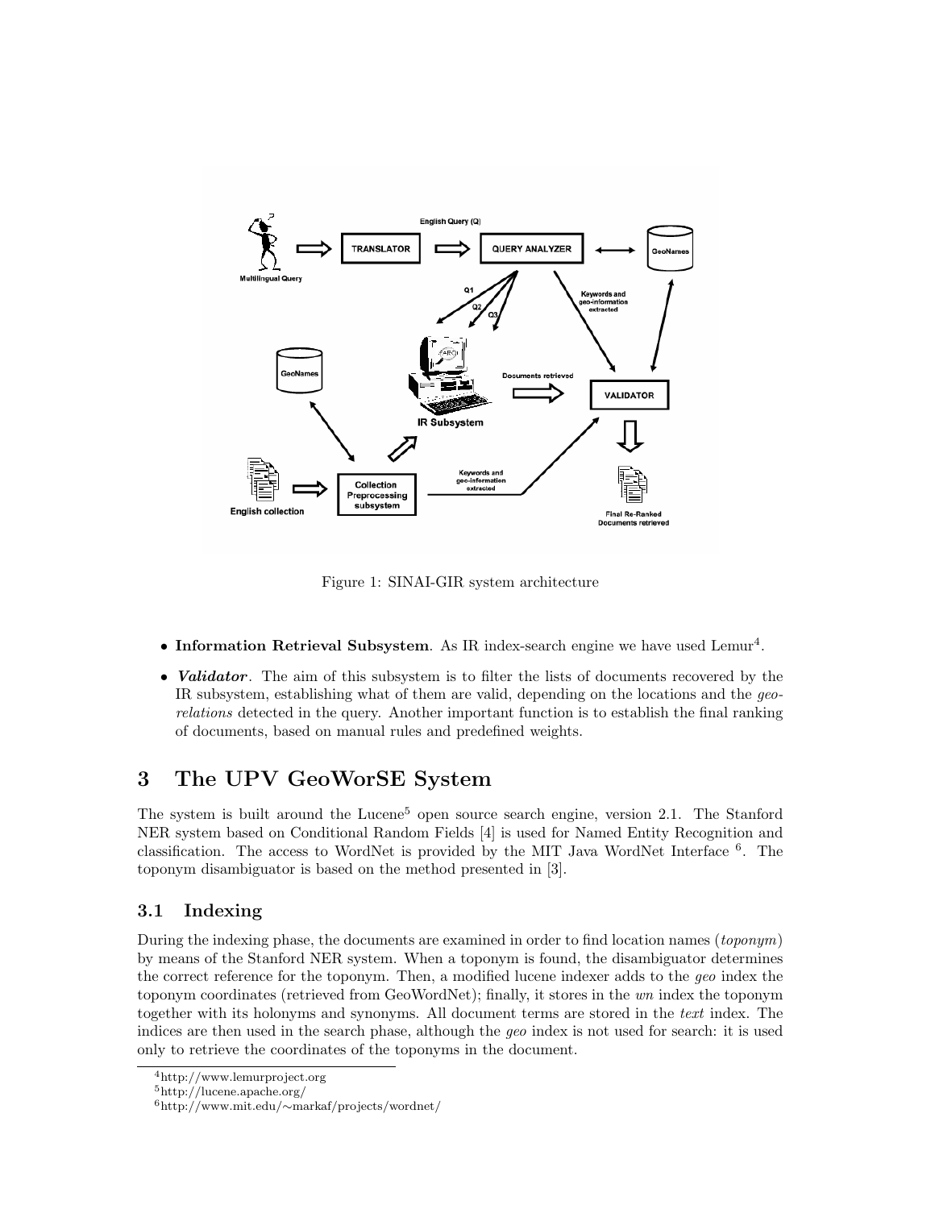Figure 1: SINAI-GIR system architecture

- **Information Retrieval Subsystem**. As IR index-search engine we have used Lemur[4].
- ***Validator***. The aim of this subsystem is to filter the lists of documents recovered by the IR subsystem, establishing what of them are valid, depending on the locations and the *geo-relations* detected in the query. Another important function is to establish the final ranking of documents, based on manual rules and predefined weights.

# 3 The UPV GeoWorSE System

The system is built around the Lucene[5] open source search engine, version 2.1. The Stanford NER system based on Conditional Random Fields [4] is used for Named Entity Recognition and classification. The access to WordNet is provided by the MIT Java WordNet Interface [6]. The toponym disambiguator is based on the method presented in [3].

## 3.1 Indexing

During the indexing phase, the documents are examined in order to find location names (*toponym*) by means of the Stanford NER system. When a toponym is found, the disambiguator determines the correct reference for the toponym. Then, a modified lucene indexer adds to the *geo* index the toponym coordinates (retrieved from GeoWordNet); finally, it stores in the *wn* index the toponym together with its holonyms and synonyms. All document terms are stored in the *text* index. The indices are then used in the search phase, although the *geo* index is not used for search: it is used only to retrieve the coordinates of the toponyms in the document.

[4]http://www.lemurproject.org

[5]http://lucene.apache.org/

[6]http://www.mit.edu/~markaf/projects/wordnet/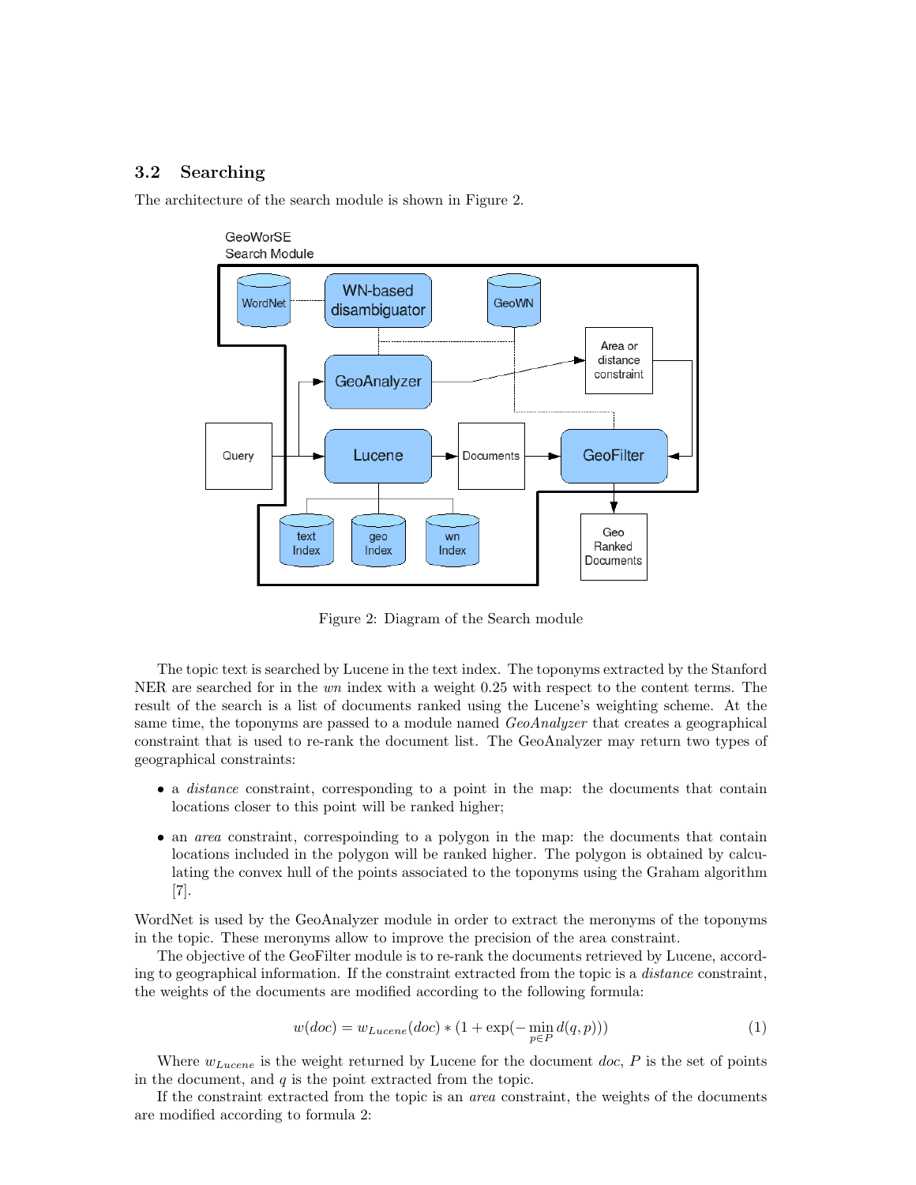## 3.2 Searching

The architecture of the search module is shown in Figure 2.

Figure 2: Diagram of the Search module

The topic text is searched by Lucene in the text index. The toponyms extracted by the Stanford NER are searched for in the *wn* index with a weight 0.25 with respect to the content terms. The result of the search is a list of documents ranked using the Lucene's weighting scheme. At the same time, the toponyms are passed to a module named *GeoAnalyzer* that creates a geographical constraint that is used to re-rank the document list. The GeoAnalyzer may return two types of geographical constraints:

- a *distance* constraint, corresponding to a point in the map: the documents that contain locations closer to this point will be ranked higher;
- an *area* constraint, correspoinding to a polygon in the map: the documents that contain locations included in the polygon will be ranked higher. The polygon is obtained by calculating the convex hull of the points associated to the toponyms using the Graham algorithm [7].

WordNet is used by the GeoAnalyzer module in order to extract the meronyms of the toponyms in the topic. These meronyms allow to improve the precision of the area constraint.

The objective of the GeoFilter module is to re-rank the documents retrieved by Lucene, according to geographical information. If the constraint extracted from the topic is a *distance* constraint, the weights of the documents are modified according to the following formula:

$$w(doc) = w_{Lucene}(doc) * (1 + \exp(-\min_{p \in P} d(q, p))) \tag{1}$$

Where $w_{Lucene}$ is the weight returned by Lucene for the document $doc$, $P$ is the set of points in the document, and $q$ is the point extracted from the topic.

If the constraint extracted from the topic is an *area* constraint, the weights of the documents are modified according to formula 2: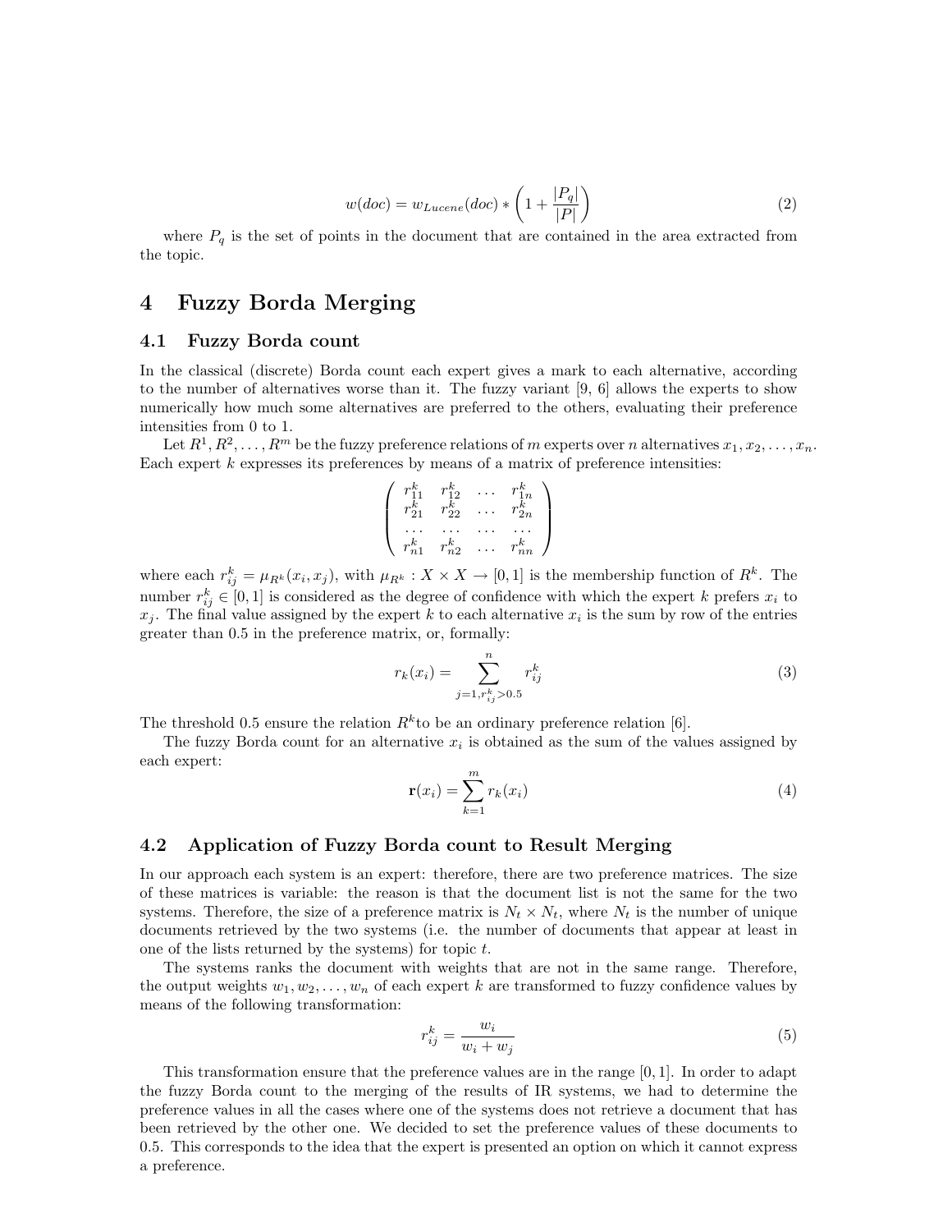$$w(doc) = w_{Lucene}(doc) * \left(1 + \frac{|P_q|}{|P|}\right) \tag{2}$$

where $P_q$ is the set of points in the document that are contained in the area extracted from the topic.

# 4 Fuzzy Borda Merging

## 4.1 Fuzzy Borda count

In the classical (discrete) Borda count each expert gives a mark to each alternative, according to the number of alternatives worse than it. The fuzzy variant [9, 6] allows the experts to show numerically how much some alternatives are preferred to the others, evaluating their preference intensities from 0 to 1.

Let $R^1, R^2, \ldots, R^m$ be the fuzzy preference relations of $m$ experts over $n$ alternatives $x_1, x_2, \ldots, x_n$. Each expert $k$ expresses its preferences by means of a matrix of preference intensities:

$$\begin{pmatrix} r_{11}^k & r_{12}^k & \ldots & r_{1n}^k \\ r_{21}^k & r_{22}^k & \ldots & r_{2n}^k \\ \ldots & \ldots & \ldots & \ldots \\ r_{n1}^k & r_{n2}^k & \ldots & r_{nn}^k \end{pmatrix}$$

where each $r_{ij}^k = \mu_{R^k}(x_i, x_j)$, with $\mu_{R^k} : X \times X \to [0, 1]$ is the membership function of $R^k$. The number $r_{ij}^k \in [0, 1]$ is considered as the degree of confidence with which the expert $k$ prefers $x_i$ to $x_j$. The final value assigned by the expert $k$ to each alternative $x_i$ is the sum by row of the entries greater than 0.5 in the preference matrix, or, formally:

$$r_k(x_i) = \sum_{j=1, r_{ij}^k > 0.5}^{n} r_{ij}^k \tag{3}$$

The threshold 0.5 ensure the relation $R^k$to be an ordinary preference relation [6].

The fuzzy Borda count for an alternative $x_i$ is obtained as the sum of the values assigned by each expert:

$$\mathbf{r}(x_i) = \sum_{k=1}^{m} r_k(x_i) \tag{4}$$

## 4.2 Application of Fuzzy Borda count to Result Merging

In our approach each system is an expert: therefore, there are two preference matrices. The size of these matrices is variable: the reason is that the document list is not the same for the two systems. Therefore, the size of a preference matrix is $N_t \times N_t$, where $N_t$ is the number of unique documents retrieved by the two systems (i.e. the number of documents that appear at least in one of the lists returned by the systems) for topic $t$.

The systems ranks the document with weights that are not in the same range. Therefore, the output weights $w_1, w_2, \ldots, w_n$ of each expert $k$ are transformed to fuzzy confidence values by means of the following transformation:

$$r_{ij}^k = \frac{w_i}{w_i + w_j} \tag{5}$$

This transformation ensure that the preference values are in the range $[0, 1]$. In order to adapt the fuzzy Borda count to the merging of the results of IR systems, we had to determine the preference values in all the cases where one of the systems does not retrieve a document that has been retrieved by the other one. We decided to set the preference values of these documents to 0.5. This corresponds to the idea that the expert is presented an option on which it cannot express a preference.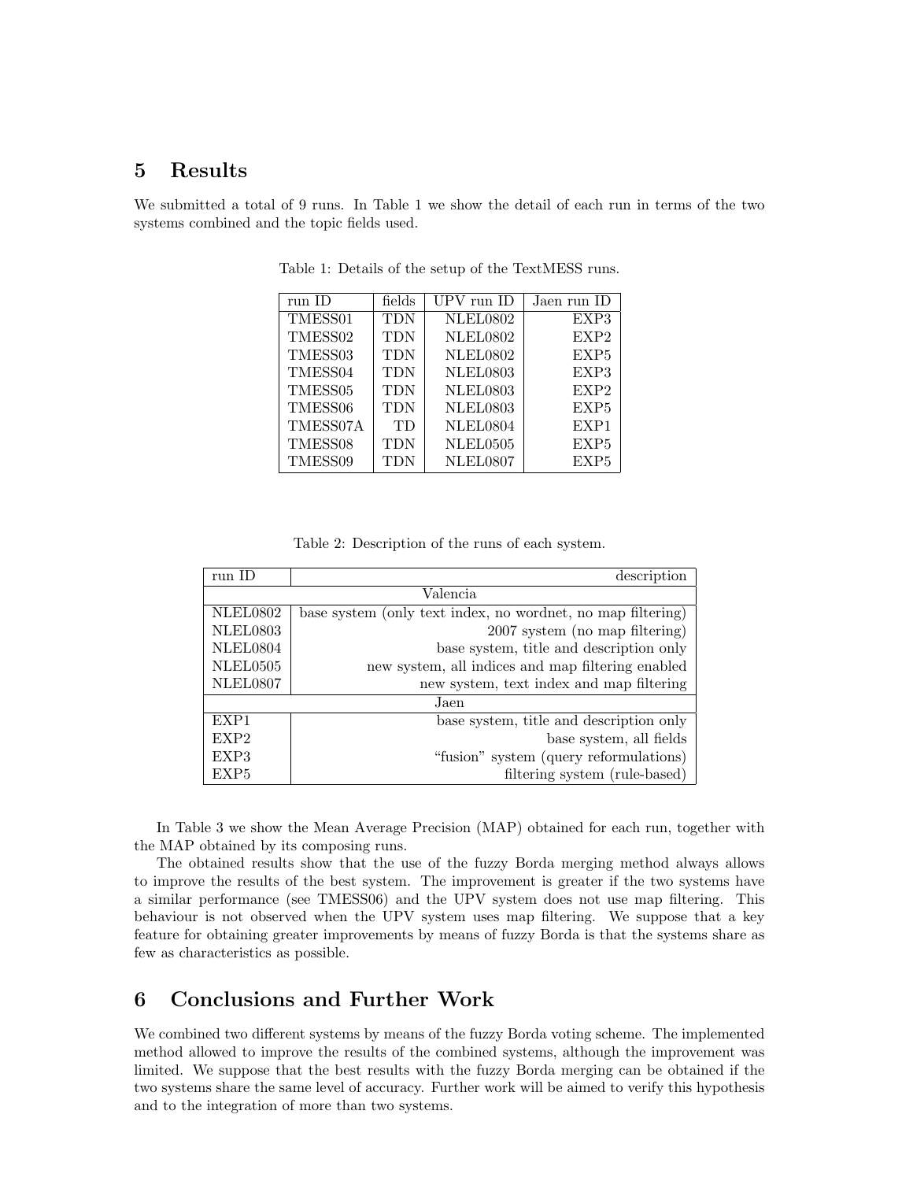## 5 Results

We submitted a total of 9 runs. In Table 1 we show the detail of each run in terms of the two systems combined and the topic fields used.

Table 1: Details of the setup of the TextMESS runs.

| run ID | fields | UPV run ID | Jaen run ID |
|---|---|---|---|
| TMESS01 | TDN | NLEL0802 | EXP3 |
| TMESS02 | TDN | NLEL0802 | EXP2 |
| TMESS03 | TDN | NLEL0802 | EXP5 |
| TMESS04 | TDN | NLEL0803 | EXP3 |
| TMESS05 | TDN | NLEL0803 | EXP2 |
| TMESS06 | TDN | NLEL0803 | EXP5 |
| TMESS07A | TD | NLEL0804 | EXP1 |
| TMESS08 | TDN | NLEL0505 | EXP5 |
| TMESS09 | TDN | NLEL0807 | EXP5 |

Table 2: Description of the runs of each system.

| run ID | description |
|---|---|
| | Valencia |
| NLEL0802 | base system (only text index, no wordnet, no map filtering) |
| NLEL0803 | 2007 system (no map filtering) |
| NLEL0804 | base system, title and description only |
| NLEL0505 | new system, all indices and map filtering enabled |
| NLEL0807 | new system, text index and map filtering |
| | Jaen |
| EXP1 | base system, title and description only |
| EXP2 | base system, all fields |
| EXP3 | "fusion" system (query reformulations) |
| EXP5 | filtering system (rule-based) |

In Table 3 we show the Mean Average Precision (MAP) obtained for each run, together with the MAP obtained by its composing runs.

The obtained results show that the use of the fuzzy Borda merging method always allows to improve the results of the best system. The improvement is greater if the two systems have a similar performance (see TMESS06) and the UPV system does not use map filtering. This behaviour is not observed when the UPV system uses map filtering. We suppose that a key feature for obtaining greater improvements by means of fuzzy Borda is that the systems share as few as characteristics as possible.

## 6 Conclusions and Further Work

We combined two different systems by means of the fuzzy Borda voting scheme. The implemented method allowed to improve the results of the combined systems, although the improvement was limited. We suppose that the best results with the fuzzy Borda merging can be obtained if the two systems share the same level of accuracy. Further work will be aimed to verify this hypothesis and to the integration of more than two systems.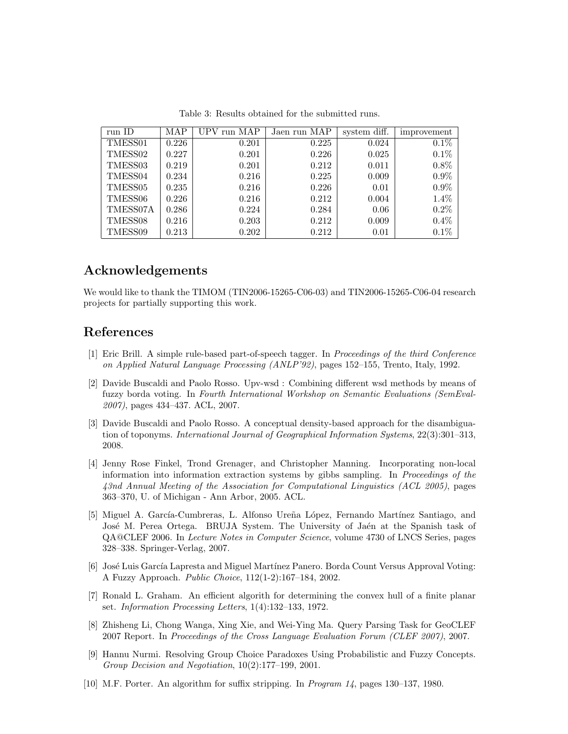Table 3: Results obtained for the submitted runs.

| run ID | MAP | UPV run MAP | Jaen run MAP | system diff. | improvement |
|---|---|---|---|---|---|
| TMESS01 | 0.226 | 0.201 | 0.225 | 0.024 | 0.1% |
| TMESS02 | 0.227 | 0.201 | 0.226 | 0.025 | 0.1% |
| TMESS03 | 0.219 | 0.201 | 0.212 | 0.011 | 0.8% |
| TMESS04 | 0.234 | 0.216 | 0.225 | 0.009 | 0.9% |
| TMESS05 | 0.235 | 0.216 | 0.226 | 0.01 | 0.9% |
| TMESS06 | 0.226 | 0.216 | 0.212 | 0.004 | 1.4% |
| TMESS07A | 0.286 | 0.224 | 0.284 | 0.06 | 0.2% |
| TMESS08 | 0.216 | 0.203 | 0.212 | 0.009 | 0.4% |
| TMESS09 | 0.213 | 0.202 | 0.212 | 0.01 | 0.1% |

## Acknowledgements

We would like to thank the TIMOM (TIN2006-15265-C06-03) and TIN2006-15265-C06-04 research projects for partially supporting this work.

## References

[1] Eric Brill. A simple rule-based part-of-speech tagger. In *Proceedings of the third Conference on Applied Natural Language Processing (ANLP'92)*, pages 152–155, Trento, Italy, 1992.

[2] Davide Buscaldi and Paolo Rosso. Upv-wsd : Combining different wsd methods by means of fuzzy borda voting. In *Fourth International Workshop on Semantic Evaluations (SemEval-2007)*, pages 434–437. ACL, 2007.

[3] Davide Buscaldi and Paolo Rosso. A conceptual density-based approach for the disambiguation of toponyms. *International Journal of Geographical Information Systems*, 22(3):301–313, 2008.

[4] Jenny Rose Finkel, Trond Grenager, and Christopher Manning. Incorporating non-local information into information extraction systems by gibbs sampling. In *Proceedings of the 43nd Annual Meeting of the Association for Computational Linguistics (ACL 2005)*, pages 363–370, U. of Michigan - Ann Arbor, 2005. ACL.

[5] Miguel A. García-Cumbreras, L. Alfonso Ureña López, Fernando Martínez Santiago, and José M. Perea Ortega. BRUJA System. The University of Jaén at the Spanish task of QA@CLEF 2006. In *Lecture Notes in Computer Science*, volume 4730 of LNCS Series, pages 328–338. Springer-Verlag, 2007.

[6] José Luis García Lapresta and Miguel Martínez Panero. Borda Count Versus Approval Voting: A Fuzzy Approach. *Public Choice*, 112(1-2):167–184, 2002.

[7] Ronald L. Graham. An efficient algorith for determining the convex hull of a finite planar set. *Information Processing Letters*, 1(4):132–133, 1972.

[8] Zhisheng Li, Chong Wanga, Xing Xie, and Wei-Ying Ma. Query Parsing Task for GeoCLEF 2007 Report. In *Proceedings of the Cross Language Evaluation Forum (CLEF 2007)*, 2007.

[9] Hannu Nurmi. Resolving Group Choice Paradoxes Using Probabilistic and Fuzzy Concepts. *Group Decision and Negotiation*, 10(2):177–199, 2001.

[10] M.F. Porter. An algorithm for suffix stripping. In *Program 14*, pages 130–137, 1980.